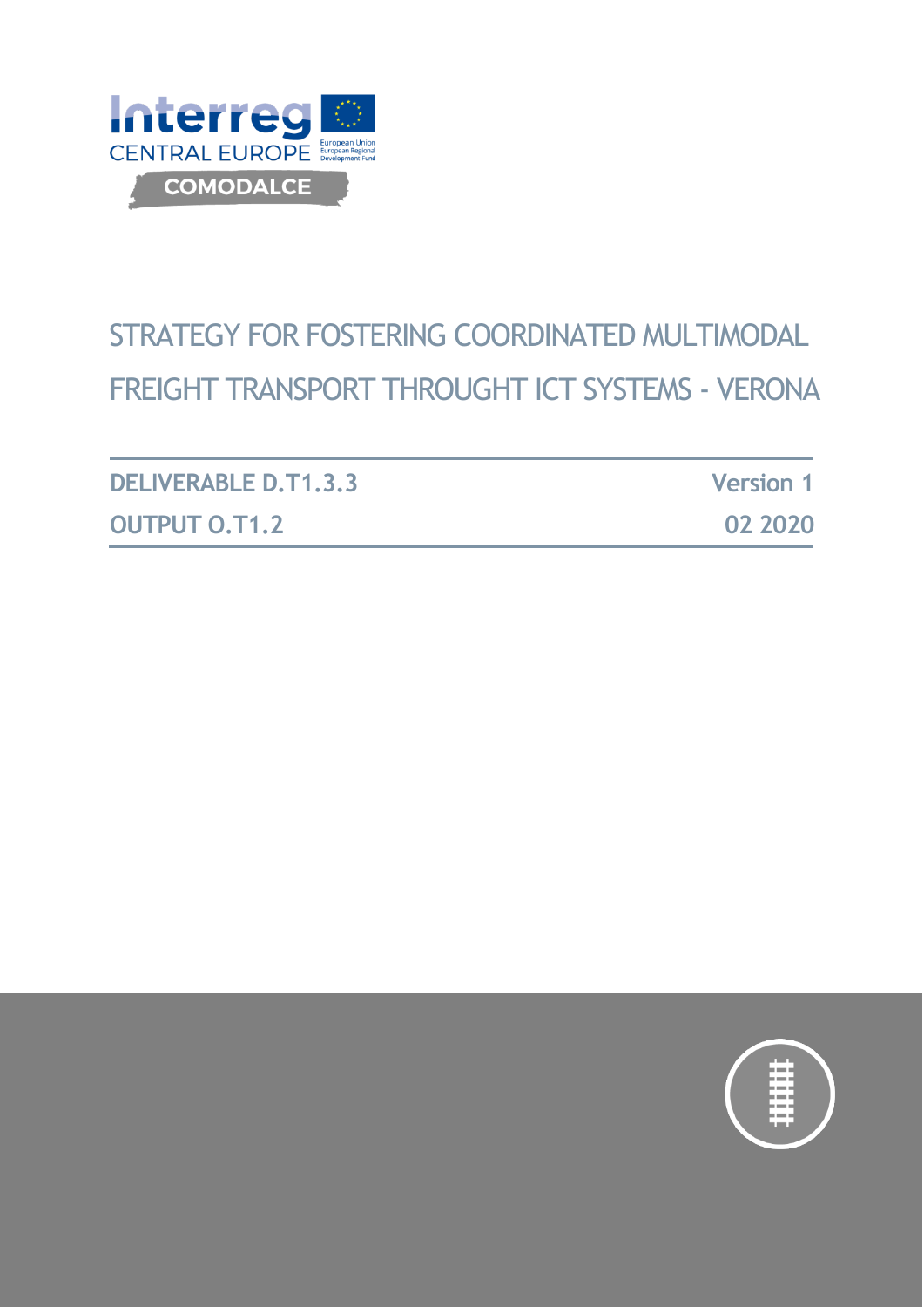Interreg CENTRAL EUROPE

European Union
European Regional Development Fund

COMODALCE

# STRATEGY FOR FOSTERING COORDINATED MULTIMODAL FREIGHT TRANSPORT THROUGHT ICT SYSTEMS - VERONA

| DELIVERABLE D.T1.3.3 | Version 1 |
| --- | --- |
| OUTPUT O.T1.2 | 02 2020 |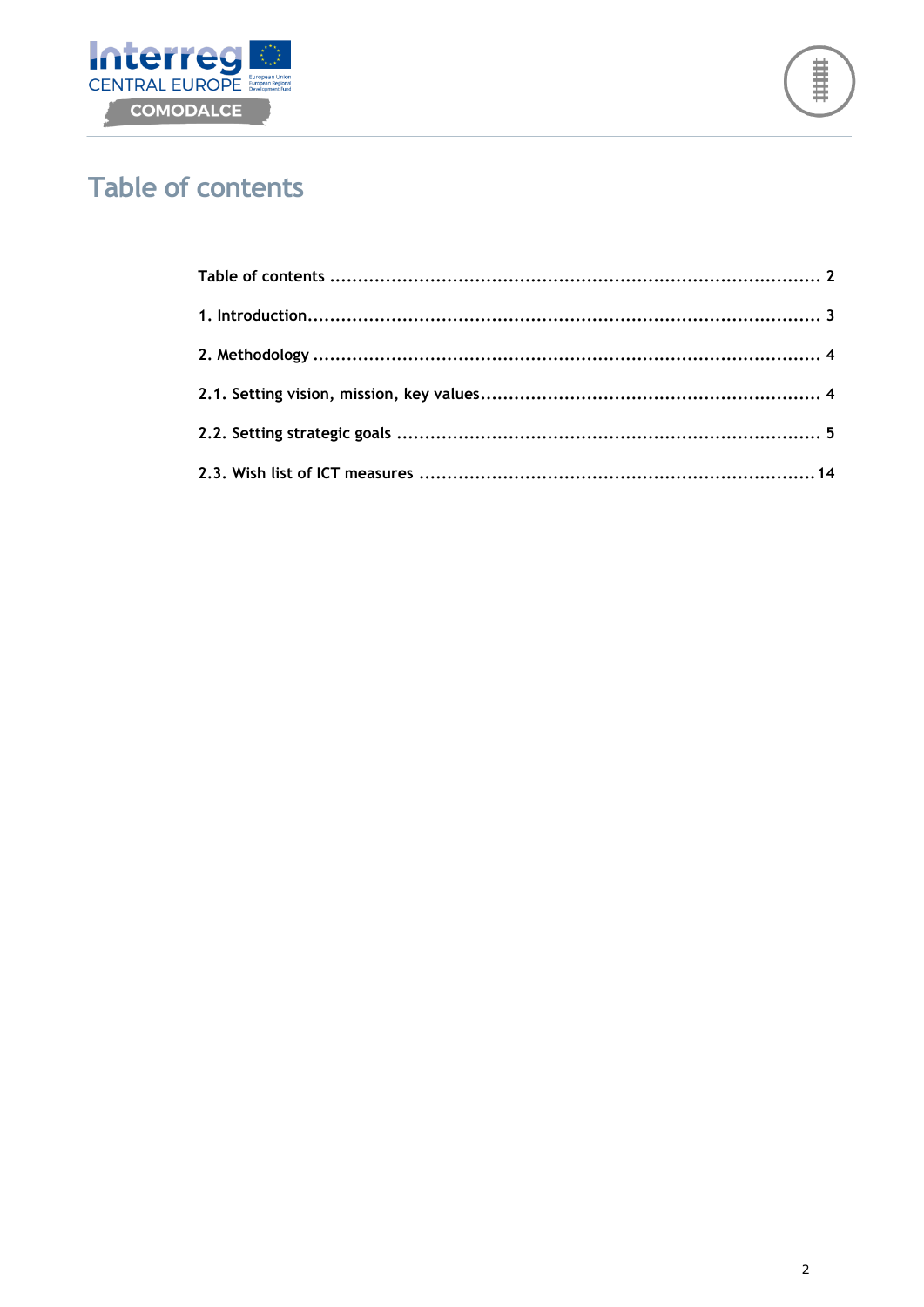# Table of contents

Table of contents ........................................................................................ 2

1. Introduction........................................................................................... 3

2. Methodology .......................................................................................... 4

2.1. Setting vision, mission, key values............................................................ 4

2.2. Setting strategic goals ............................................................................ 5

2.3. Wish list of ICT measures ........................................................................14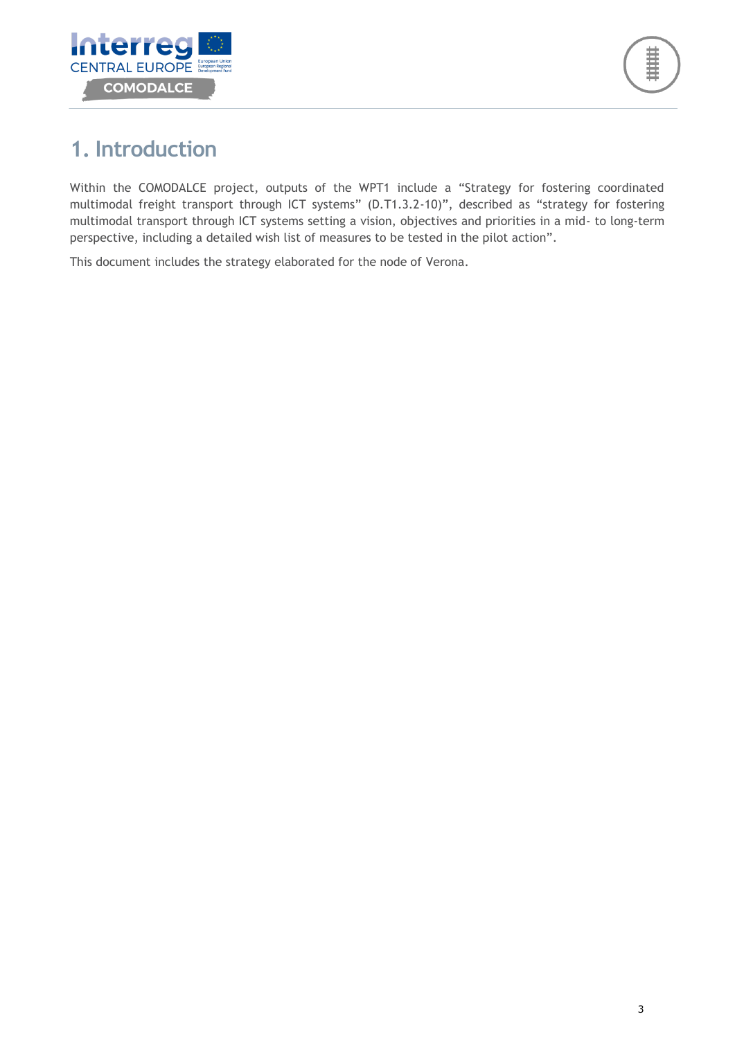# 1. Introduction

Within the COMODALCE project, outputs of the WPT1 include a “Strategy for fostering coordinated multimodal freight transport through ICT systems” (D.T1.3.2-10)”, described as “strategy for fostering multimodal transport through ICT systems setting a vision, objectives and priorities in a mid- to long-term perspective, including a detailed wish list of measures to be tested in the pilot action”.

This document includes the strategy elaborated for the node of Verona.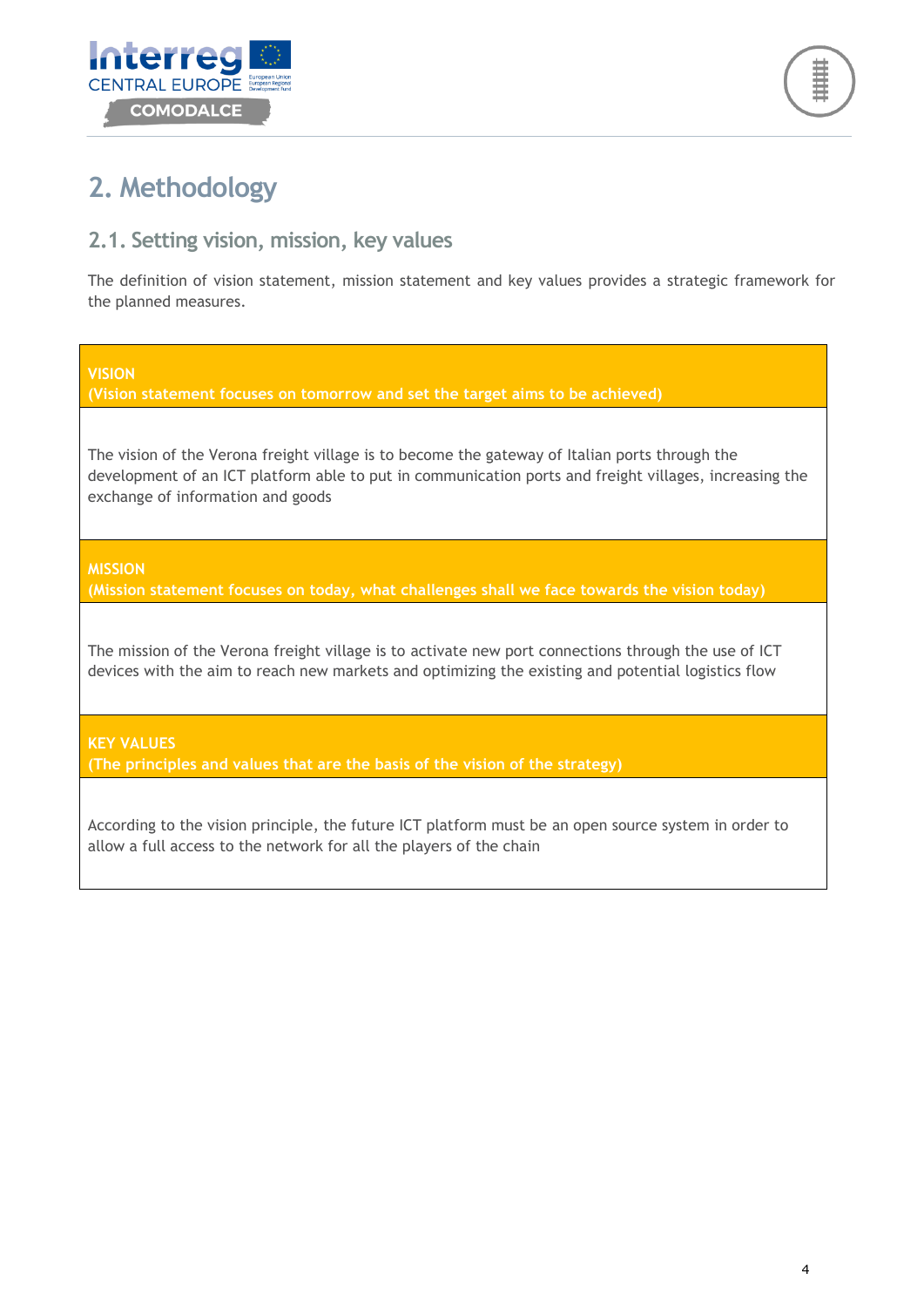# 2. Methodology

## 2.1. Setting vision, mission, key values

The definition of vision statement, mission statement and key values provides a strategic framework for the planned measures.

| **VISION**<br>**(Vision statement focuses on tomorrow and set the target aims to be achieved)** |
|---|
| The vision of the Verona freight village is to become the gateway of Italian ports through the development of an ICT platform able to put in communication ports and freight villages, increasing the exchange of information and goods |
| **MISSION**<br>**(Mission statement focuses on today, what challenges shall we face towards the vision today)** |
| The mission of the Verona freight village is to activate new port connections through the use of ICT devices with the aim to reach new markets and optimizing the existing and potential logistics flow |
| **KEY VALUES**<br>**(The principles and values that are the basis of the vision of the strategy)** |
| According to the vision principle, the future ICT platform must be an open source system in order to allow a full access to the network for all the players of the chain |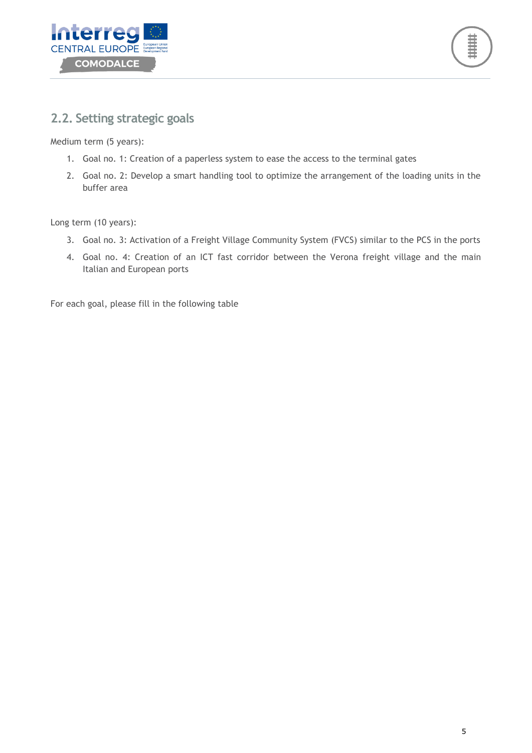## 2.2. Setting strategic goals

Medium term (5 years):

1. Goal no. 1: Creation of a paperless system to ease the access to the terminal gates
2. Goal no. 2: Develop a smart handling tool to optimize the arrangement of the loading units in the buffer area

Long term (10 years):

3. Goal no. 3: Activation of a Freight Village Community System (FVCS) similar to the PCS in the ports
4. Goal no. 4: Creation of an ICT fast corridor between the Verona freight village and the main Italian and European ports

For each goal, please fill in the following table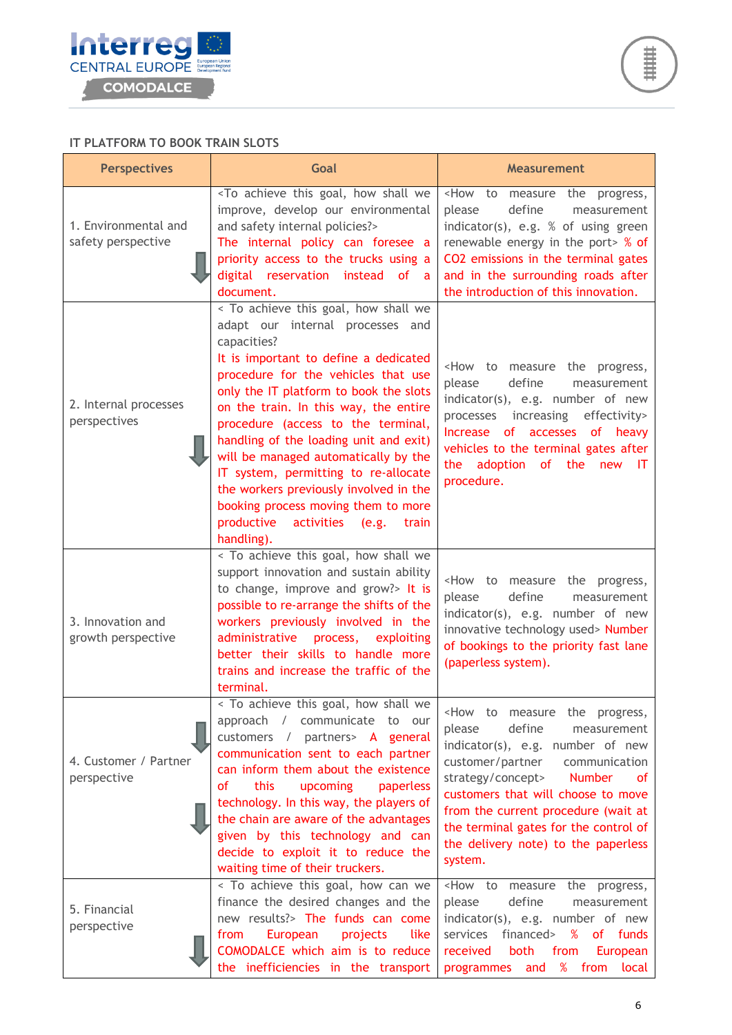IT PLATFORM TO BOOK TRAIN SLOTS

| Perspectives | Goal | Measurement |
|---|---|---|
| 1. Environmental and safety perspective | <To achieve this goal, how shall we improve, develop our environmental and safety internal policies?> The internal policy can foresee a priority access to the trucks using a digital reservation instead of a document. | <How to measure the progress, please define measurement indicator(s), e.g. % of using green renewable energy in the port> % of CO2 emissions in the terminal gates and in the surrounding roads after the introduction of this innovation. |
| 2. Internal processes perspectives | < To achieve this goal, how shall we adapt our internal processes and capacities? It is important to define a dedicated procedure for the vehicles that use only the IT platform to book the slots on the train. In this way, the entire procedure (access to the terminal, handling of the loading unit and exit) will be managed automatically by the IT system, permitting to re-allocate the workers previously involved in the booking process moving them to more productive activities (e.g. train handling). | <How to measure the progress, please define measurement indicator(s), e.g. number of new processes increasing effectivity> Increase of accesses of heavy vehicles to the terminal gates after the adoption of the new IT procedure. |
| 3. Innovation and growth perspective | < To achieve this goal, how shall we support innovation and sustain ability to change, improve and grow?> It is possible to re-arrange the shifts of the workers previously involved in the administrative process, exploiting better their skills to handle more trains and increase the traffic of the terminal. | <How to measure the progress, please define measurement indicator(s), e.g. number of new innovative technology used> Number of bookings to the priority fast lane (paperless system). |
| 4. Customer / Partner perspective | < To achieve this goal, how shall we approach / communicate to our customers / partners> A general communication sent to each partner can inform them about the existence of this upcoming paperless technology. In this way, the players of the chain are aware of the advantages given by this technology and can decide to exploit it to reduce the waiting time of their truckers. | <How to measure the progress, please define measurement indicator(s), e.g. number of new customer/partner communication strategy/concept> Number of customers that will choose to move from the current procedure (wait at the terminal gates for the control of the delivery note) to the paperless system. |
| 5. Financial perspective | < To achieve this goal, how can we finance the desired changes and the new results?> The funds can come from European projects like COMODALCE which aim is to reduce the inefficiencies in the transport | <How to measure the progress, please define measurement indicator(s), e.g. number of new services financed> % of funds received both from European programmes and % from local |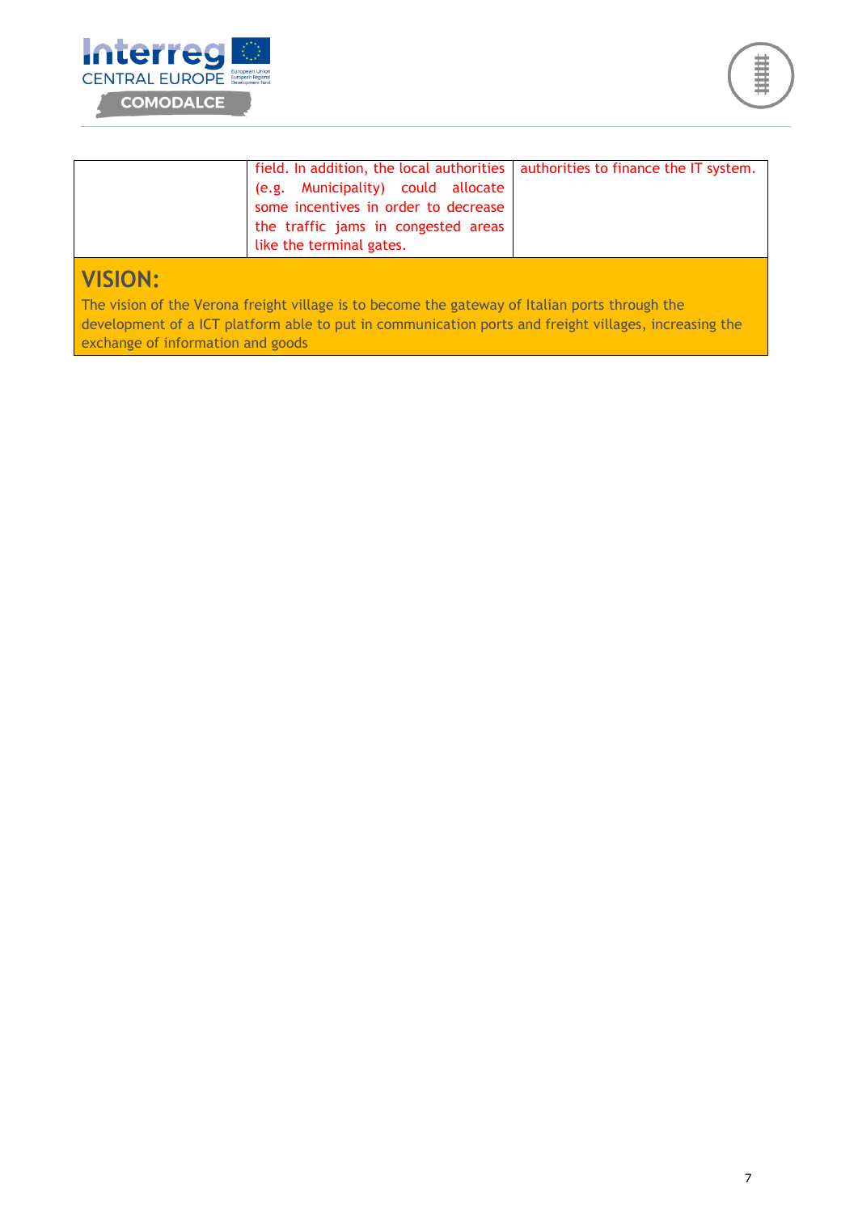|  | field. In addition, the local authorities (e.g. Municipality) could allocate some incentives in order to decrease the traffic jams in congested areas like the terminal gates. | authorities to finance the IT system. |
|---|---|---|

## VISION:

The vision of the Verona freight village is to become the gateway of Italian ports through the development of a ICT platform able to put in communication ports and freight villages, increasing the exchange of information and goods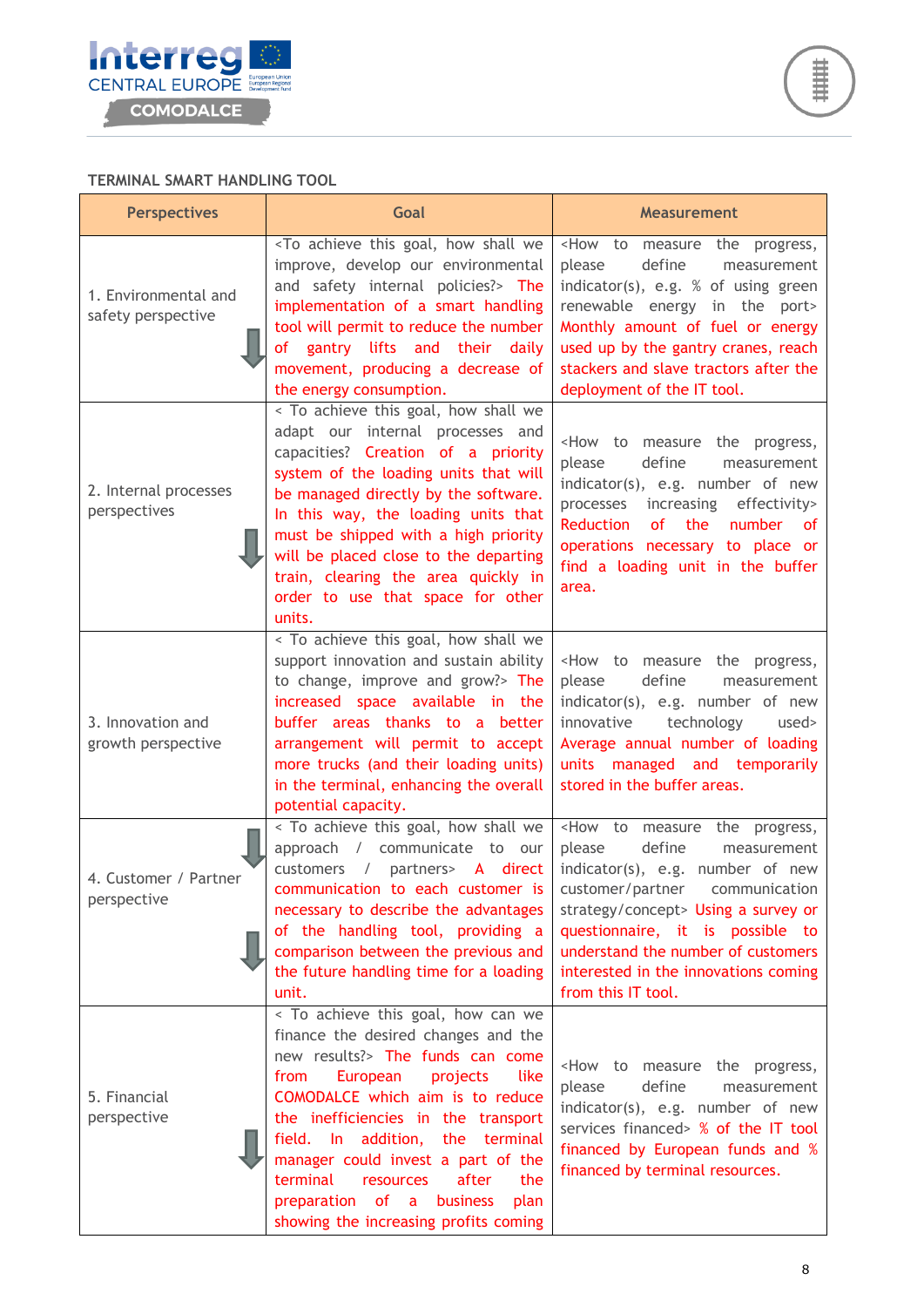TERMINAL SMART HANDLING TOOL

| Perspectives | Goal | Measurement |
|---|---|---|
| 1. Environmental and safety perspective | <To achieve this goal, how shall we improve, develop our environmental and safety internal policies?> The implementation of a smart handling tool will permit to reduce the number of gantry lifts and their daily movement, producing a decrease of the energy consumption. | <How to measure the progress, please define measurement indicator(s), e.g. % of using green renewable energy in the port> Monthly amount of fuel or energy used up by the gantry cranes, reach stackers and slave tractors after the deployment of the IT tool. |
| 2. Internal processes perspectives | < To achieve this goal, how shall we adapt our internal processes and capacities? Creation of a priority system of the loading units that will be managed directly by the software. In this way, the loading units that must be shipped with a high priority will be placed close to the departing train, clearing the area quickly in order to use that space for other units. | <How to measure the progress, please define measurement indicator(s), e.g. number of new processes increasing effectivity> Reduction of the number of operations necessary to place or find a loading unit in the buffer area. |
| 3. Innovation and growth perspective | < To achieve this goal, how shall we support innovation and sustain ability to change, improve and grow?> The increased space available in the buffer areas thanks to a better arrangement will permit to accept more trucks (and their loading units) in the terminal, enhancing the overall potential capacity. | <How to measure the progress, please define measurement indicator(s), e.g. number of new innovative technology used> Average annual number of loading units managed and temporarily stored in the buffer areas. |
| 4. Customer / Partner perspective | < To achieve this goal, how shall we approach / communicate to our customers / partners> A direct communication to each customer is necessary to describe the advantages of the handling tool, providing a comparison between the previous and the future handling time for a loading unit. | <How to measure the progress, please define measurement indicator(s), e.g. number of new customer/partner communication strategy/concept> Using a survey or questionnaire, it is possible to understand the number of customers interested in the innovations coming from this IT tool. |
| 5. Financial perspective | < To achieve this goal, how can we finance the desired changes and the new results?> The funds can come from European projects like COMODALCE which aim is to reduce the inefficiencies in the transport field. In addition, the terminal manager could invest a part of the terminal resources after the preparation of a business plan showing the increasing profits coming | <How to measure the progress, please define measurement indicator(s), e.g. number of new services financed> % of the IT tool financed by European funds and % financed by terminal resources. |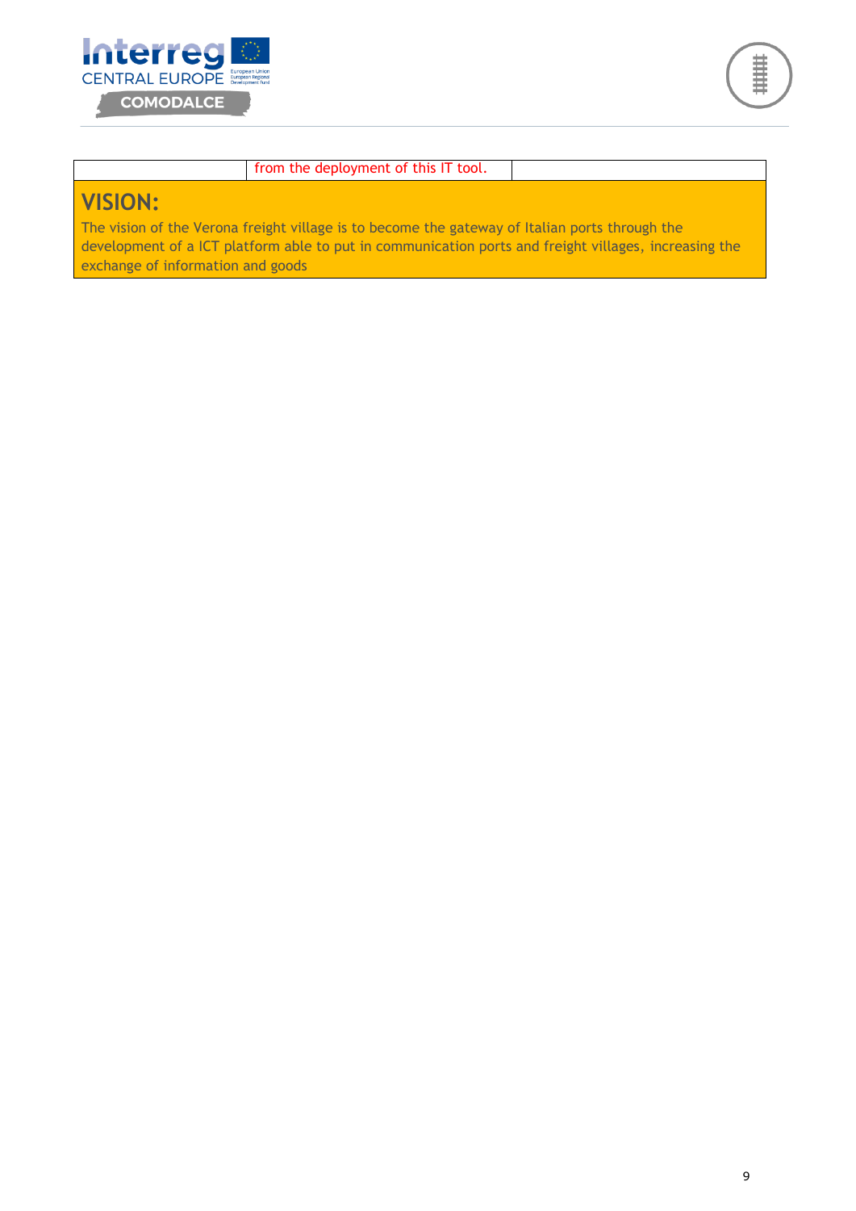|  | from the deployment of this IT tool. |  |
|---|---|---|

## VISION:

The vision of the Verona freight village is to become the gateway of Italian ports through the development of a ICT platform able to put in communication ports and freight villages, increasing the exchange of information and goods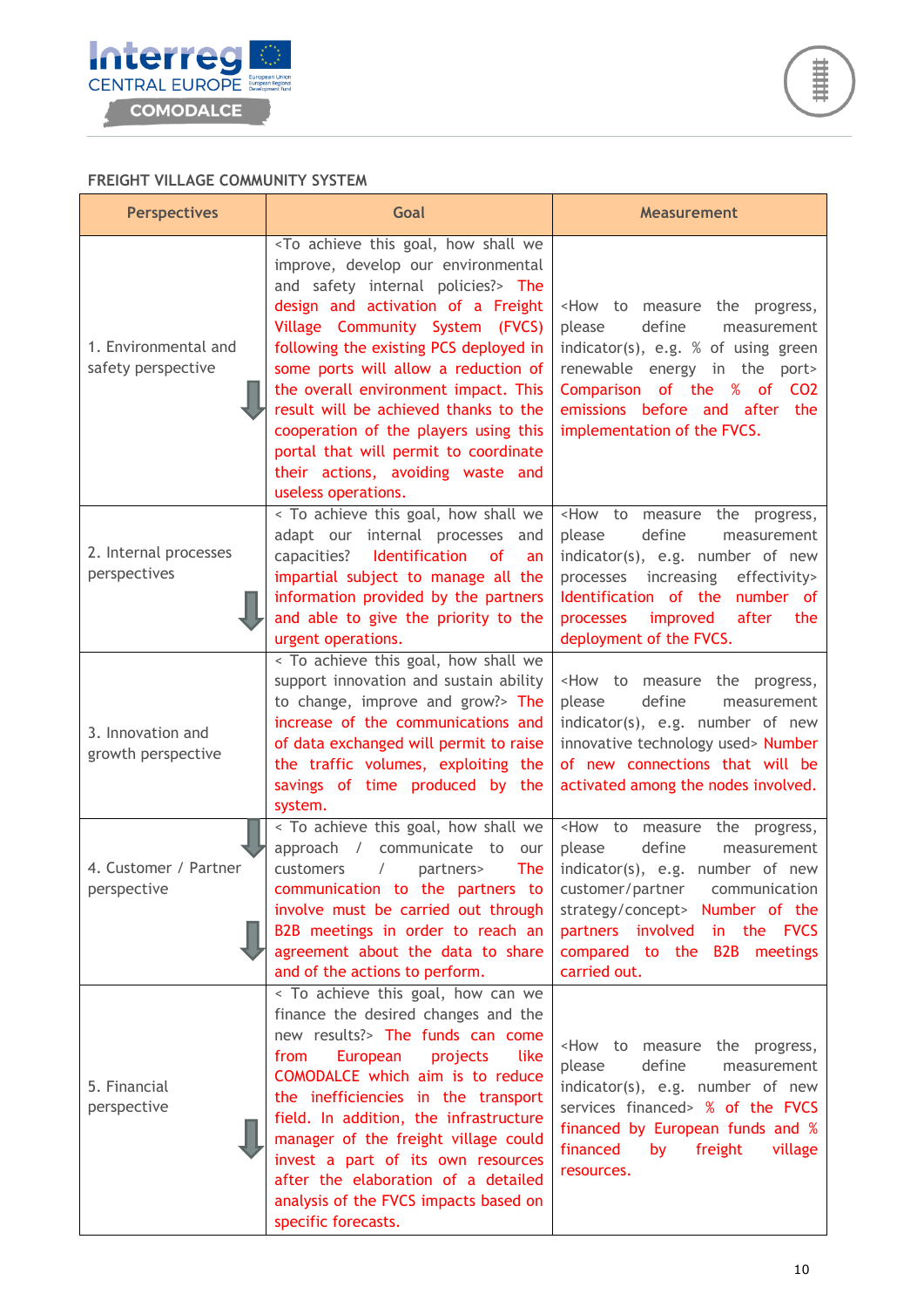### FREIGHT VILLAGE COMMUNITY SYSTEM

| Perspectives | Goal | Measurement |
|---|---|---|
| 1. Environmental and safety perspective | <To achieve this goal, how shall we improve, develop our environmental and safety internal policies?> The design and activation of a Freight Village Community System (FVCS) following the existing PCS deployed in some ports will allow a reduction of the overall environment impact. This result will be achieved thanks to the cooperation of the players using this portal that will permit to coordinate their actions, avoiding waste and useless operations. | <How to measure the progress, please define measurement indicator(s), e.g. % of using green renewable energy in the port> Comparison of the % of $CO_2$ emissions before and after the implementation of the FVCS. |
| 2. Internal processes perspectives | < To achieve this goal, how shall we adapt our internal processes and capacities? Identification of an impartial subject to manage all the information provided by the partners and able to give the priority to the urgent operations. | <How to measure the progress, please define measurement indicator(s), e.g. number of new processes increasing effectivity> Identification of the number of processes improved after the deployment of the FVCS. |
| 3. Innovation and growth perspective | < To achieve this goal, how shall we support innovation and sustain ability to change, improve and grow?> The increase of the communications and of data exchanged will permit to raise the traffic volumes, exploiting the savings of time produced by the system. | <How to measure the progress, please define measurement indicator(s), e.g. number of new innovative technology used> Number of new connections that will be activated among the nodes involved. |
| 4. Customer / Partner perspective | < To achieve this goal, how shall we approach / communicate to our customers / partners> The communication to the partners to involve must be carried out through B2B meetings in order to reach an agreement about the data to share and of the actions to perform. | <How to measure the progress, please define measurement indicator(s), e.g. number of new customer/partner communication strategy/concept> Number of the partners involved in the FVCS compared to the B2B meetings carried out. |
| 5. Financial perspective | < To achieve this goal, how can we finance the desired changes and the new results?> The funds can come from European projects like COMODALCE which aim is to reduce the inefficiencies in the transport field. In addition, the infrastructure manager of the freight village could invest a part of its own resources after the elaboration of a detailed analysis of the FVCS impacts based on specific forecasts. | <How to measure the progress, please define measurement indicator(s), e.g. number of new services financed> % of the FVCS financed by European funds and % financed by freight village resources. |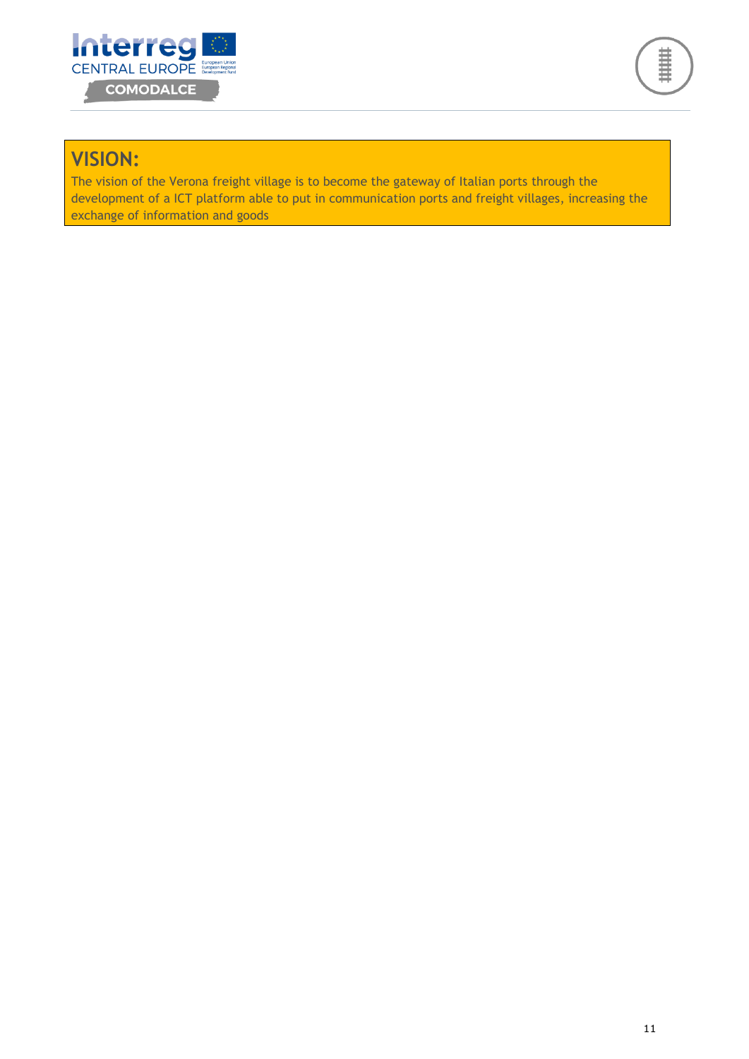## VISION:

The vision of the Verona freight village is to become the gateway of Italian ports through the development of a ICT platform able to put in communication ports and freight villages, increasing the exchange of information and goods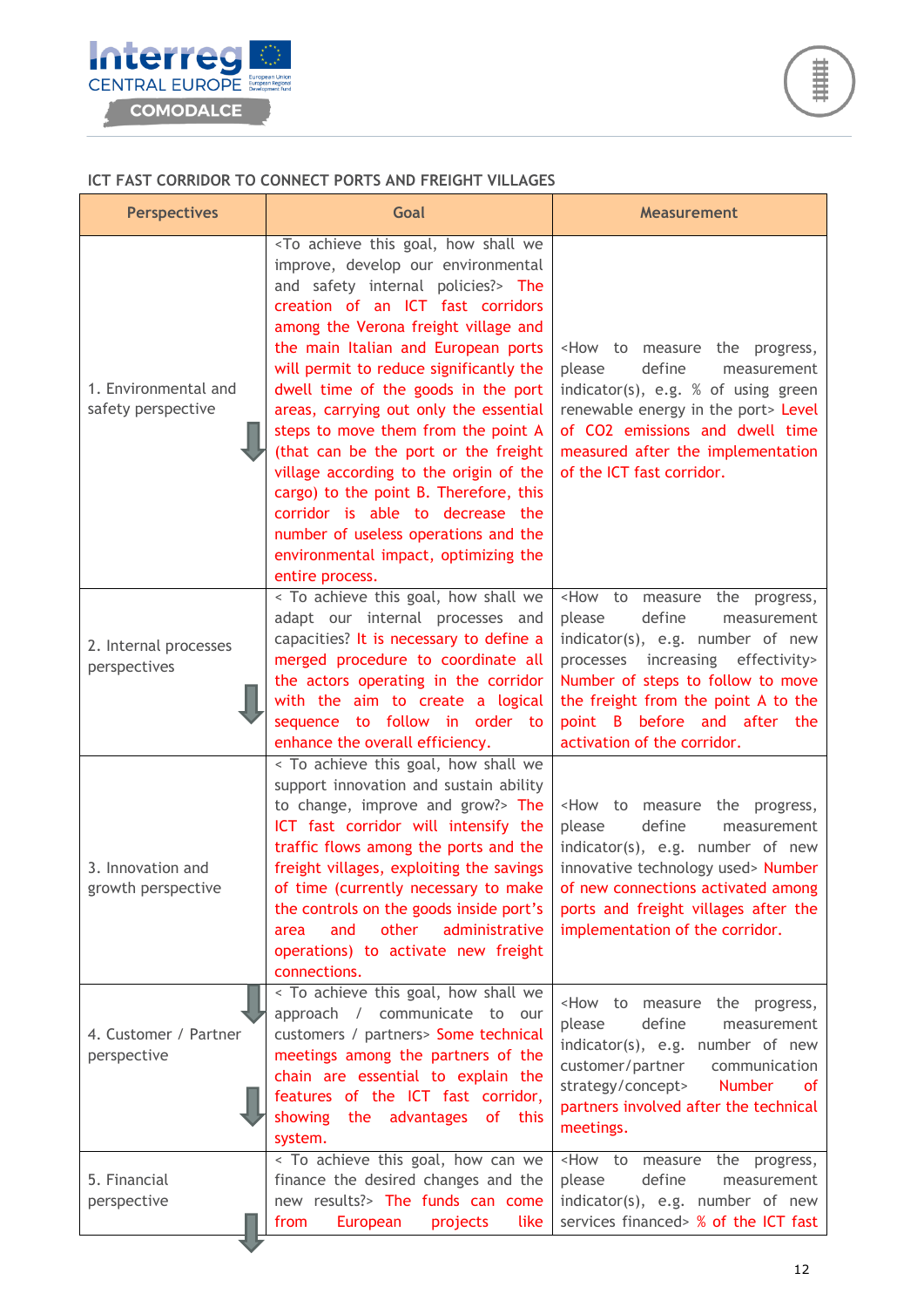ICT FAST CORRIDOR TO CONNECT PORTS AND FREIGHT VILLAGES

| Perspectives | Goal | Measurement |
|---|---|---|
| 1. Environmental and safety perspective | <To achieve this goal, how shall we improve, develop our environmental and safety internal policies?> The creation of an ICT fast corridors among the Verona freight village and the main Italian and European ports will permit to reduce significantly the dwell time of the goods in the port areas, carrying out only the essential steps to move them from the point A (that can be the port or the freight village according to the origin of the cargo) to the point B. Therefore, this corridor is able to decrease the number of useless operations and the environmental impact, optimizing the entire process. | <How to measure the progress, please define measurement indicator(s), e.g. % of using green renewable energy in the port> Level of $CO_2$ emissions and dwell time measured after the implementation of the ICT fast corridor. |
| 2. Internal processes perspectives | < To achieve this goal, how shall we adapt our internal processes and capacities? It is necessary to define a merged procedure to coordinate all the actors operating in the corridor with the aim to create a logical sequence to follow in order to enhance the overall efficiency. | <How to measure the progress, please define measurement indicator(s), e.g. number of new processes increasing effectivity> Number of steps to follow to move the freight from the point A to the point B before and after the activation of the corridor. |
| 3. Innovation and growth perspective | < To achieve this goal, how shall we support innovation and sustain ability to change, improve and grow?> The ICT fast corridor will intensify the traffic flows among the ports and the freight villages, exploiting the savings of time (currently necessary to make the controls on the goods inside port's area and other administrative operations) to activate new freight connections. | <How to measure the progress, please define measurement indicator(s), e.g. number of new innovative technology used> Number of new connections activated among ports and freight villages after the implementation of the corridor. |
| 4. Customer / Partner perspective | < To achieve this goal, how shall we approach / communicate to our customers / partners> Some technical meetings among the partners of the chain are essential to explain the features of the ICT fast corridor, showing the advantages of this system. | <How to measure the progress, please define measurement indicator(s), e.g. number of new customer/partner communication strategy/concept> Number of partners involved after the technical meetings. |
| 5. Financial perspective | < To achieve this goal, how can we finance the desired changes and the new results?> The funds can come from European projects like | <How to measure the progress, please define measurement indicator(s), e.g. number of new services financed> % of the ICT fast |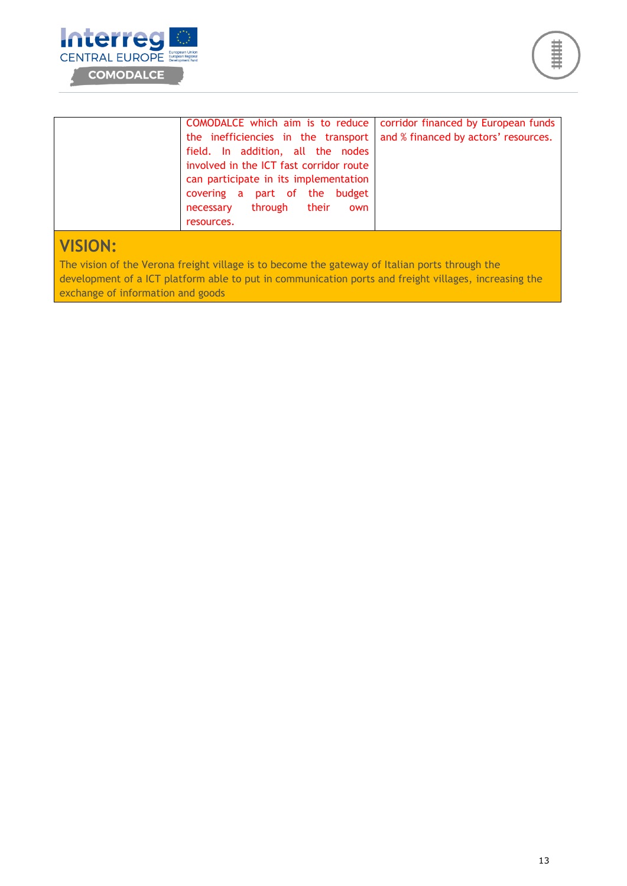|  |  |  |
|---|---|---|
|  | COMODALCE which aim is to reduce the inefficiencies in the transport field. In addition, all the nodes involved in the ICT fast corridor route can participate in its implementation covering a part of the budget necessary through their own resources. | corridor financed by European funds and % financed by actors' resources. |

## VISION:

The vision of the Verona freight village is to become the gateway of Italian ports through the development of a ICT platform able to put in communication ports and freight villages, increasing the exchange of information and goods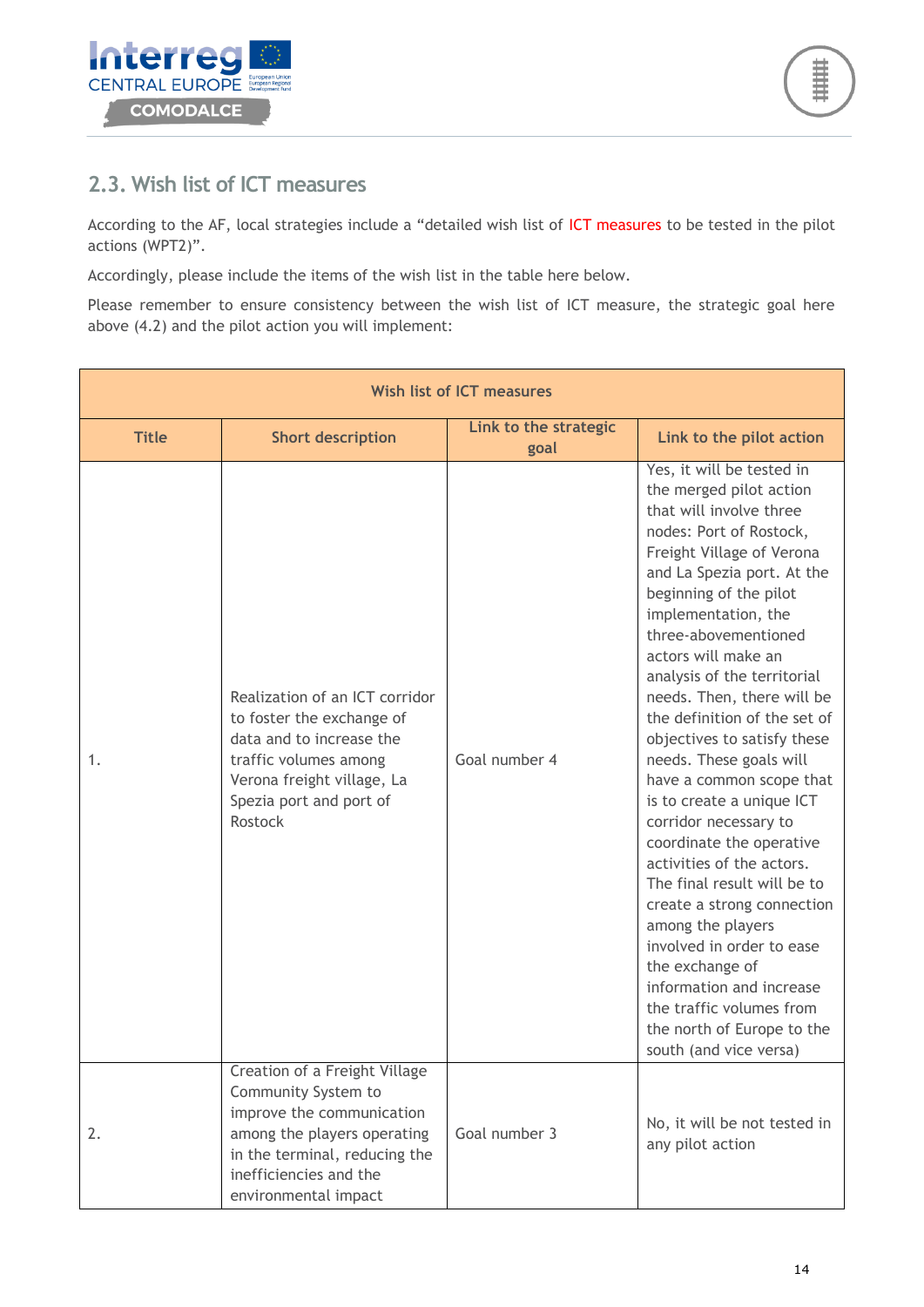## 2.3. Wish list of ICT measures

According to the AF, local strategies include a "detailed wish list of ICT measures to be tested in the pilot actions (WPT2)".

Accordingly, please include the items of the wish list in the table here below.

Please remember to ensure consistency between the wish list of ICT measure, the strategic goal here above (4.2) and the pilot action you will implement:

| Wish list of ICT measures | | | |
|---|---|---|---|
| **Title** | **Short description** | **Link to the strategic goal** | **Link to the pilot action** |
| 1. | Realization of an ICT corridor to foster the exchange of data and to increase the traffic volumes among Verona freight village, La Spezia port and port of Rostock | Goal number 4 | Yes, it will be tested in the merged pilot action that will involve three nodes: Port of Rostock, Freight Village of Verona and La Spezia port. At the beginning of the pilot implementation, the three-abovementioned actors will make an analysis of the territorial needs. Then, there will be the definition of the set of objectives to satisfy these needs. These goals will have a common scope that is to create a unique ICT corridor necessary to coordinate the operative activities of the actors. The final result will be to create a strong connection among the players involved in order to ease the exchange of information and increase the traffic volumes from the north of Europe to the south (and vice versa) |
| 2. | Creation of a Freight Village Community System to improve the communication among the players operating in the terminal, reducing the inefficiencies and the environmental impact | Goal number 3 | No, it will be not tested in any pilot action |